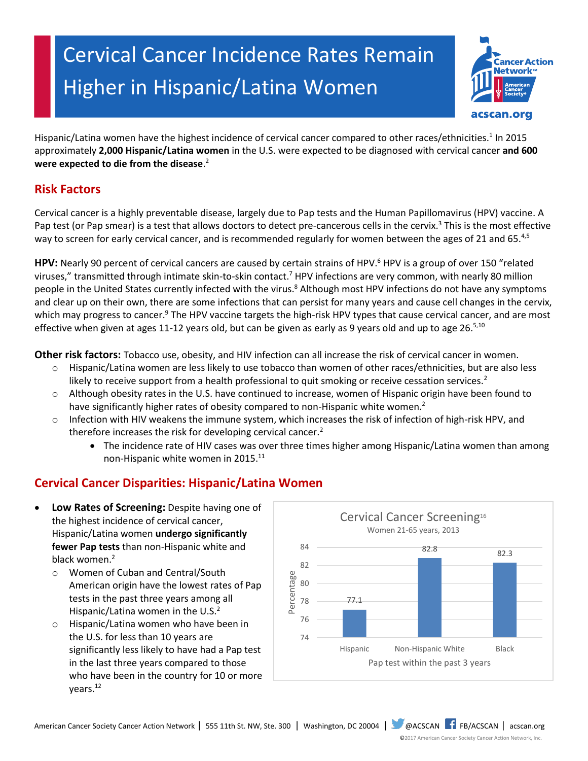# Cervical Cancer Incidence Rates Remain Higher in Hispanic/Latina Women

Hispanic/Latina women have the highest incidence of cervical cancer compared to other races/ethnicities.[1] In 2015 approximately **2,000 Hispanic/Latina women** in the U.S. were expected to be diagnosed with cervical cancer **and 600 were expected to die from the disease**.[2]

## Risk Factors

Cervical cancer is a highly preventable disease, largely due to Pap tests and the Human Papillomavirus (HPV) vaccine. A Pap test (or Pap smear) is a test that allows doctors to detect pre-cancerous cells in the cervix.[3] This is the most effective way to screen for early cervical cancer, and is recommended regularly for women between the ages of 21 and 65.[4,5]

**HPV:** Nearly 90 percent of cervical cancers are caused by certain strains of HPV.[6] HPV is a group of over 150 "related viruses," transmitted through intimate skin-to-skin contact.[7] HPV infections are very common, with nearly 80 million people in the United States currently infected with the virus.[8] Although most HPV infections do not have any symptoms and clear up on their own, there are some infections that can persist for many years and cause cell changes in the cervix, which may progress to cancer.[9] The HPV vaccine targets the high-risk HPV types that cause cervical cancer, and are most effective when given at ages 11-12 years old, but can be given as early as 9 years old and up to age 26.[5,10]

**Other risk factors:** Tobacco use, obesity, and HIV infection can all increase the risk of cervical cancer in women.

- Hispanic/Latina women are less likely to use tobacco than women of other races/ethnicities, but are also less likely to receive support from a health professional to quit smoking or receive cessation services.[2]
- Although obesity rates in the U.S. have continued to increase, women of Hispanic origin have been found to have significantly higher rates of obesity compared to non-Hispanic white women.[2]
- Infection with HIV weakens the immune system, which increases the risk of infection of high-risk HPV, and therefore increases the risk for developing cervical cancer.[2]
  - The incidence rate of HIV cases was over three times higher among Hispanic/Latina women than among non-Hispanic white women in 2015.[11]

## Cervical Cancer Disparities: Hispanic/Latina Women

- **Low Rates of Screening:** Despite having one of the highest incidence of cervical cancer, Hispanic/Latina women **undergo significantly fewer Pap tests** than non-Hispanic white and black women.[2]
  - Women of Cuban and Central/South American origin have the lowest rates of Pap tests in the past three years among all Hispanic/Latina women in the U.S.[2]
  - Hispanic/Latina women who have been in the U.S. for less than 10 years are significantly less likely to have had a Pap test in the last three years compared to those who have been in the country for 10 or more years.[12]

**Cervical Cancer Screening**[16]
Women 21-65 years, 2013

| Pap test within the past 3 years | Percentage |
|---|---|
| Hispanic | 77.1 |
| Non-Hispanic White | 82.8 |
| Black | 82.3 |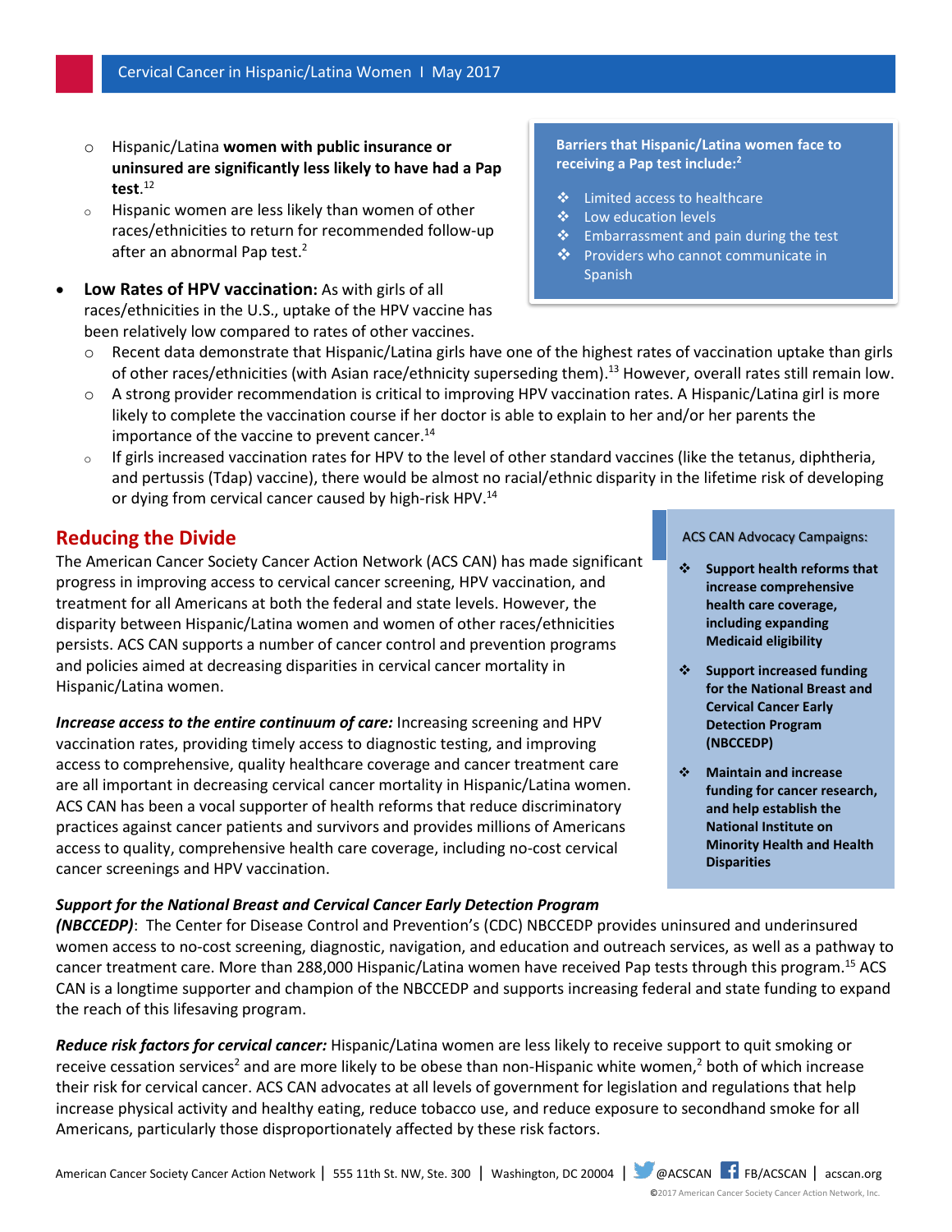- Hispanic/Latina **women with public insurance or uninsured are significantly less likely to have had a Pap test**.[12]
   - Hispanic women are less likely than women of other races/ethnicities to return for recommended follow-up after an abnormal Pap test.[2]

**Barriers that Hispanic/Latina women face to receiving a Pap test include:[2]**

- Limited access to healthcare
- Low education levels
- Embarrassment and pain during the test
- Providers who cannot communicate in Spanish

- **Low Rates of HPV vaccination:** As with girls of all races/ethnicities in the U.S., uptake of the HPV vaccine has been relatively low compared to rates of other vaccines.
   - Recent data demonstrate that Hispanic/Latina girls have one of the highest rates of vaccination uptake than girls of other races/ethnicities (with Asian race/ethnicity superseding them).[13] However, overall rates still remain low.
   - A strong provider recommendation is critical to improving HPV vaccination rates. A Hispanic/Latina girl is more likely to complete the vaccination course if her doctor is able to explain to her and/or her parents the importance of the vaccine to prevent cancer.[14]
   - If girls increased vaccination rates for HPV to the level of other standard vaccines (like the tetanus, diphtheria, and pertussis (Tdap) vaccine), there would be almost no racial/ethnic disparity in the lifetime risk of developing or dying from cervical cancer caused by high-risk HPV.[14]

## Reducing the Divide

The American Cancer Society Cancer Action Network (ACS CAN) has made significant progress in improving access to cervical cancer screening, HPV vaccination, and treatment for all Americans at both the federal and state levels. However, the disparity between Hispanic/Latina women and women of other races/ethnicities persists. ACS CAN supports a number of cancer control and prevention programs and policies aimed at decreasing disparities in cervical cancer mortality in Hispanic/Latina women.

***Increase access to the entire continuum of care:*** Increasing screening and HPV vaccination rates, providing timely access to diagnostic testing, and improving access to comprehensive, quality healthcare coverage and cancer treatment care are all important in decreasing cervical cancer mortality in Hispanic/Latina women. ACS CAN has been a vocal supporter of health reforms that reduce discriminatory practices against cancer patients and survivors and provides millions of Americans access to quality, comprehensive health care coverage, including no-cost cervical cancer screenings and HPV vaccination.

ACS CAN Advocacy Campaigns:

- **Support health reforms that increase comprehensive health care coverage, including expanding Medicaid eligibility**
- **Support increased funding for the National Breast and Cervical Cancer Early Detection Program (NBCCEDP)**
- **Maintain and increase funding for cancer research, and help establish the National Institute on Minority Health and Health Disparities**

***Support for the National Breast and Cervical Cancer Early Detection Program (NBCCEDP)***: The Center for Disease Control and Prevention's (CDC) NBCCEDP provides uninsured and underinsured women access to no-cost screening, diagnostic, navigation, and education and outreach services, as well as a pathway to cancer treatment care. More than 288,000 Hispanic/Latina women have received Pap tests through this program.[15] ACS CAN is a longtime supporter and champion of the NBCCEDP and supports increasing federal and state funding to expand the reach of this lifesaving program.

***Reduce risk factors for cervical cancer:*** Hispanic/Latina women are less likely to receive support to quit smoking or receive cessation services[2] and are more likely to be obese than non-Hispanic white women,[2] both of which increase their risk for cervical cancer. ACS CAN advocates at all levels of government for legislation and regulations that help increase physical activity and healthy eating, reduce tobacco use, and reduce exposure to secondhand smoke for all Americans, particularly those disproportionately affected by these risk factors.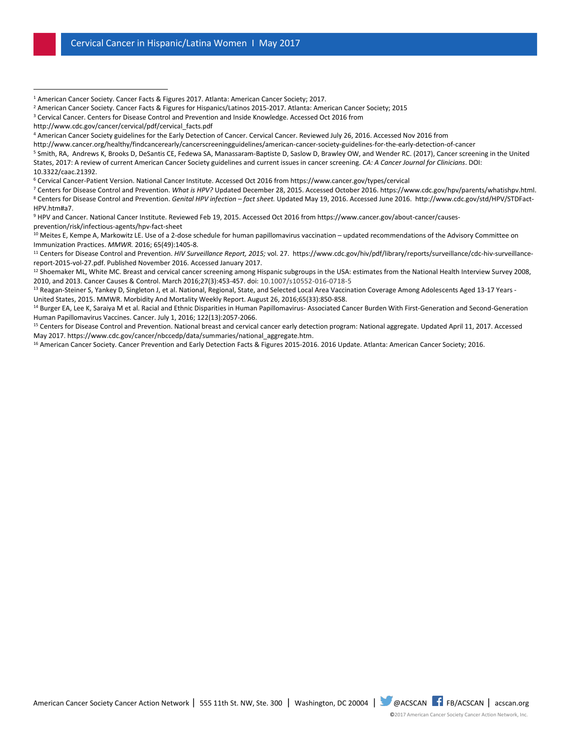[1] American Cancer Society. Cancer Facts & Figures 2017. Atlanta: American Cancer Society; 2017.

[2] American Cancer Society. Cancer Facts & Figures for Hispanics/Latinos 2015-2017. Atlanta: American Cancer Society; 2015

[3] Cervical Cancer. Centers for Disease Control and Prevention and Inside Knowledge. Accessed Oct 2016 from http://www.cdc.gov/cancer/cervical/pdf/cervical_facts.pdf

[4] American Cancer Society guidelines for the Early Detection of Cancer. Cervical Cancer. Reviewed July 26, 2016. Accessed Nov 2016 from http://www.cancer.org/healthy/findcancerearly/cancerscreeningguidelines/american-cancer-society-guidelines-for-the-early-detection-of-cancer

[5] Smith, RA, Andrews K, Brooks D, DeSantis CE, Fedewa SA, Manassaram-Baptiste D, Saslow D, Brawley OW, and Wender RC. (2017), Cancer screening in the United States, 2017: A review of current American Cancer Society guidelines and current issues in cancer screening. *CA: A Cancer Journal for Clinicians*. DOI: 10.3322/caac.21392.

[6] Cervical Cancer-Patient Version. National Cancer Institute. Accessed Oct 2016 from https://www.cancer.gov/types/cervical

[7] Centers for Disease Control and Prevention. *What is HPV?* Updated December 28, 2015. Accessed October 2016. https://www.cdc.gov/hpv/parents/whatishpv.html.

[8] Centers for Disease Control and Prevention. *Genital HPV infection – fact sheet.* Updated May 19, 2016. Accessed June 2016. http://www.cdc.gov/std/HPV/STDFact-HPV.htm#a7.

[9] HPV and Cancer. National Cancer Institute. Reviewed Feb 19, 2015. Accessed Oct 2016 from https://www.cancer.gov/about-cancer/causes-prevention/risk/infectious-agents/hpv-fact-sheet

[10] Meites E, Kempe A, Markowitz LE. Use of a 2-dose schedule for human papillomavirus vaccination – updated recommendations of the Advisory Committee on Immunization Practices. *MMWR.* 2016; 65(49):1405-8.

[11] Centers for Disease Control and Prevention. *HIV Surveillance Report, 2015;* vol. 27. https://www.cdc.gov/hiv/pdf/library/reports/surveillance/cdc-hiv-surveillance-report-2015-vol-27.pdf. Published November 2016. Accessed January 2017.

[12] Shoemaker ML, White MC. Breast and cervical cancer screening among Hispanic subgroups in the USA: estimates from the National Health Interview Survey 2008, 2010, and 2013. Cancer Causes & Control. March 2016;27(3):453-457. doi: 10.1007/s10552-016-0718-5

[13] Reagan-Steiner S, Yankey D, Singleton J, et al. National, Regional, State, and Selected Local Area Vaccination Coverage Among Adolescents Aged 13-17 Years - United States, 2015. MMWR. Morbidity And Mortality Weekly Report. August 26, 2016;65(33):850-858.

[14] Burger EA, Lee K, Saraiya M et al. Racial and Ethnic Disparities in Human Papillomavirus- Associated Cancer Burden With First-Generation and Second-Generation Human Papillomavirus Vaccines. Cancer. July 1, 2016; 122(13):2057-2066.

[15] Centers for Disease Control and Prevention. National breast and cervical cancer early detection program: National aggregate. Updated April 11, 2017. Accessed May 2017. https://www.cdc.gov/cancer/nbccedp/data/summaries/national_aggregate.htm.

[16] American Cancer Society. Cancer Prevention and Early Detection Facts & Figures 2015-2016. 2016 Update. Atlanta: American Cancer Society; 2016.